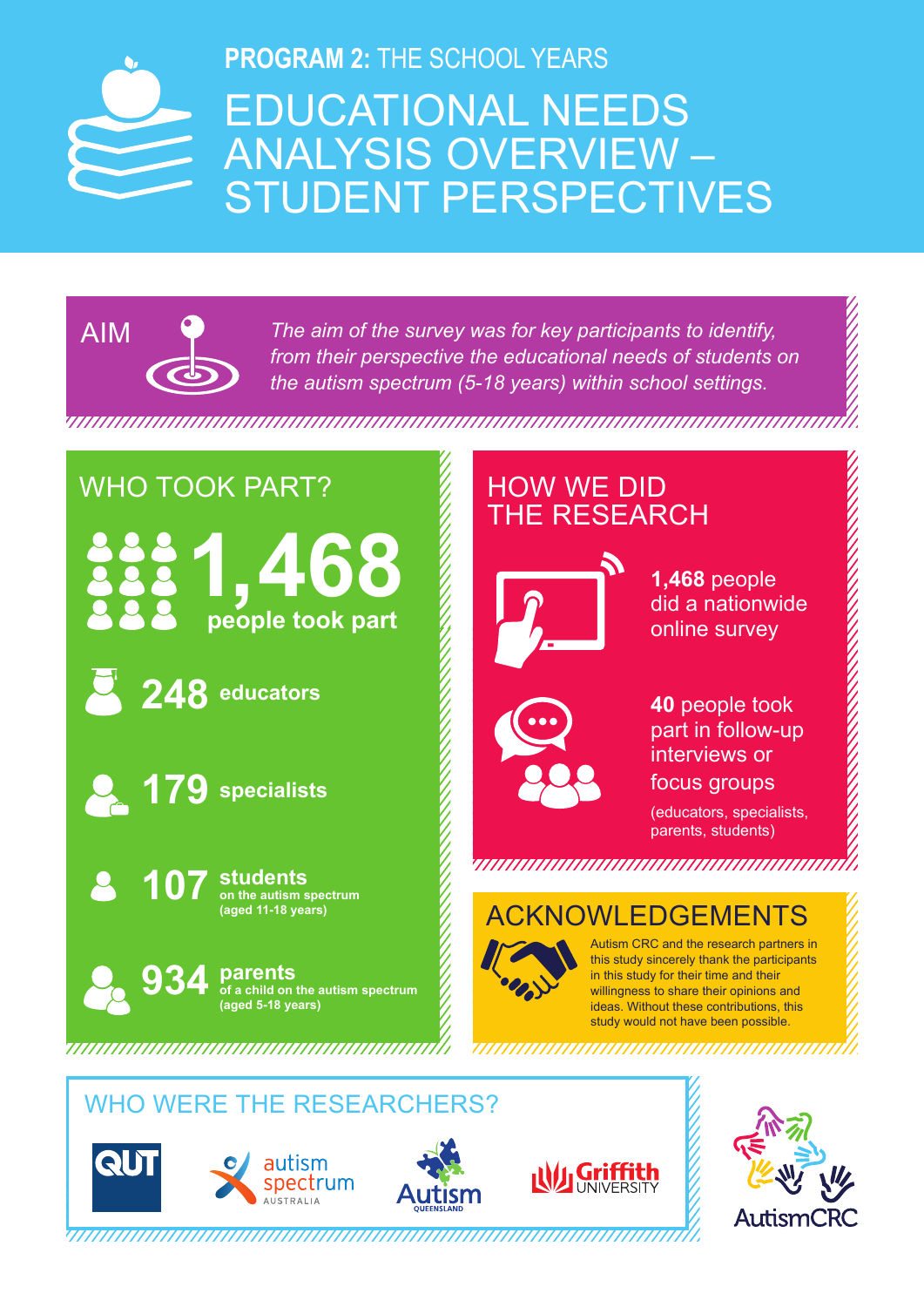# PROGRAM 2: THE SCHOOL YEARS

# EDUCATIONAL NEEDS ANALYSIS OVERVIEW – STUDENT PERSPECTIVES

## AIM

*The aim of the survey was for key participants to identify, from their perspective the educational needs of students on the autism spectrum (5-18 years) within school settings.*

## WHO TOOK PART?

**1,468** **people took part**

**248** **educators**

**179** **specialists**

**107** **students** on the autism spectrum (aged 11-18 years)

**934** **parents** of a child on the autism spectrum (aged 5-18 years)

## HOW WE DID THE RESEARCH

**1,468** people did a nationwide online survey

**40** people took part in follow-up interviews or focus groups (educators, specialists, parents, students)

## ACKNOWLEDGEMENTS

Autism CRC and the research partners in this study sincerely thank the participants in this study for their time and their willingness to share their opinions and ideas. Without these contributions, this study would not have been possible.

## WHO WERE THE RESEARCHERS?

QUT

autism spectrum AUSTRALIA

Autism QUEENSLAND

Griffith UNIVERSITY

AutismCRC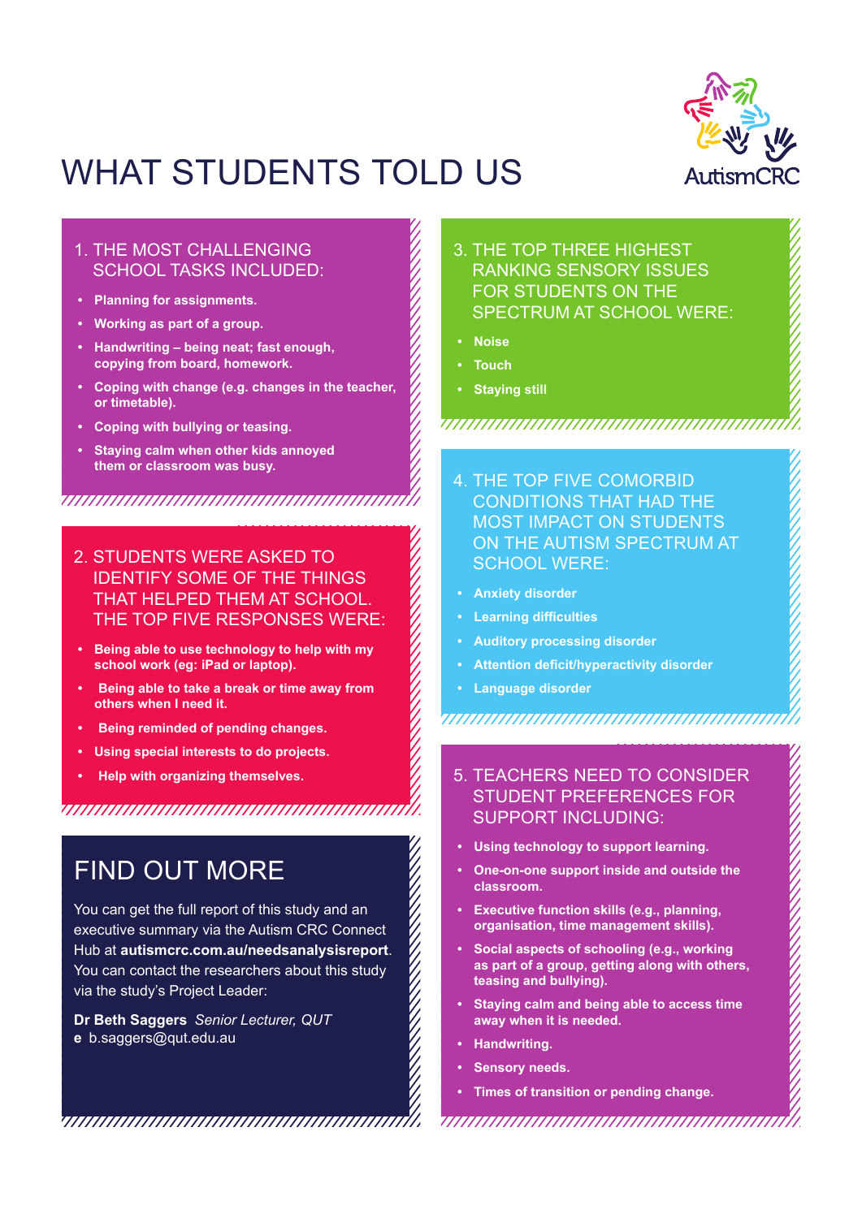# WHAT STUDENTS TOLD US

## 1. THE MOST CHALLENGING SCHOOL TASKS INCLUDED:

- **Planning for assignments.**
- **Working as part of a group.**
- **Handwriting – being neat; fast enough, copying from board, homework.**
- **Coping with change (e.g. changes in the teacher, or timetable).**
- **Coping with bullying or teasing.**
- **Staying calm when other kids annoyed them or classroom was busy.**

## 2. STUDENTS WERE ASKED TO IDENTIFY SOME OF THE THINGS THAT HELPED THEM AT SCHOOL. THE TOP FIVE RESPONSES WERE:

- **Being able to use technology to help with my school work (eg: iPad or laptop).**
- **Being able to take a break or time away from others when I need it.**
- **Being reminded of pending changes.**
- **Using special interests to do projects.**
- **Help with organizing themselves.**

## FIND OUT MORE

You can get the full report of this study and an executive summary via the Autism CRC Connect Hub at **autismcrc.com.au/needsanalysisreport**. You can contact the researchers about this study via the study's Project Leader:

**Dr Beth Saggers** *Senior Lecturer, QUT*
**e** b.saggers@qut.edu.au

## 3. THE TOP THREE HIGHEST RANKING SENSORY ISSUES FOR STUDENTS ON THE SPECTRUM AT SCHOOL WERE:

- **Noise**
- **Touch**
- **Staying still**

## 4. THE TOP FIVE COMORBID CONDITIONS THAT HAD THE MOST IMPACT ON STUDENTS ON THE AUTISM SPECTRUM AT SCHOOL WERE:

- **Anxiety disorder**
- **Learning difficulties**
- **Auditory processing disorder**
- **Attention deficit/hyperactivity disorder**
- **Language disorder**

## 5. TEACHERS NEED TO CONSIDER STUDENT PREFERENCES FOR SUPPORT INCLUDING:

- **Using technology to support learning.**
- **One-on-one support inside and outside the classroom.**
- **Executive function skills (e.g., planning, organisation, time management skills).**
- **Social aspects of schooling (e.g., working as part of a group, getting along with others, teasing and bullying).**
- **Staying calm and being able to access time away when it is needed.**
- **Handwriting.**
- **Sensory needs.**
- **Times of transition or pending change.**